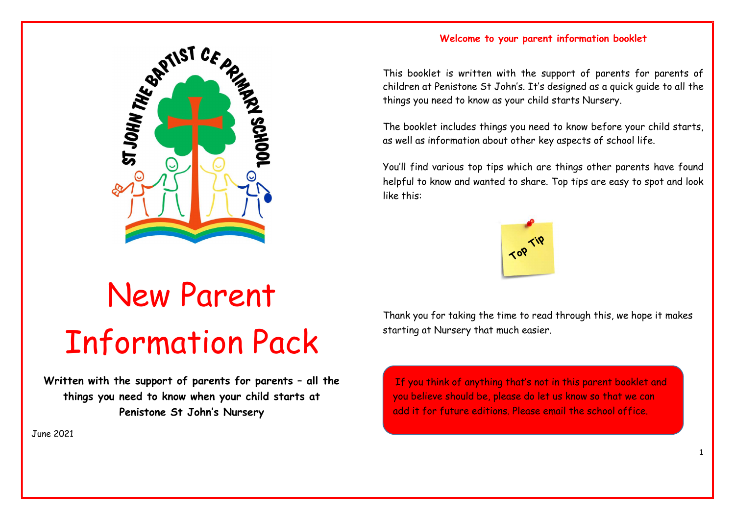# New Parent Information Pack

**Written with the support of parents for parents – all the things you need to know when your child starts at Penistone St John's Nursery**

June 2021

## Welcome to your parent information booklet

This booklet is written with the support of parents for parents of children at Penistone St John's. It's designed as a quick guide to all the things you need to know as your child starts Nursery.

The booklet includes things you need to know before your child starts, as well as information about other key aspects of school life.

You'll find various top tips which are things other parents have found helpful to know and wanted to share. Top tips are easy to spot and look like this:

Top Tip

Thank you for taking the time to read through this, we hope it makes starting at Nursery that much easier.

If you think of anything that's not in this parent booklet and you believe should be, please do let us know so that we can add it for future editions. Please email the school office.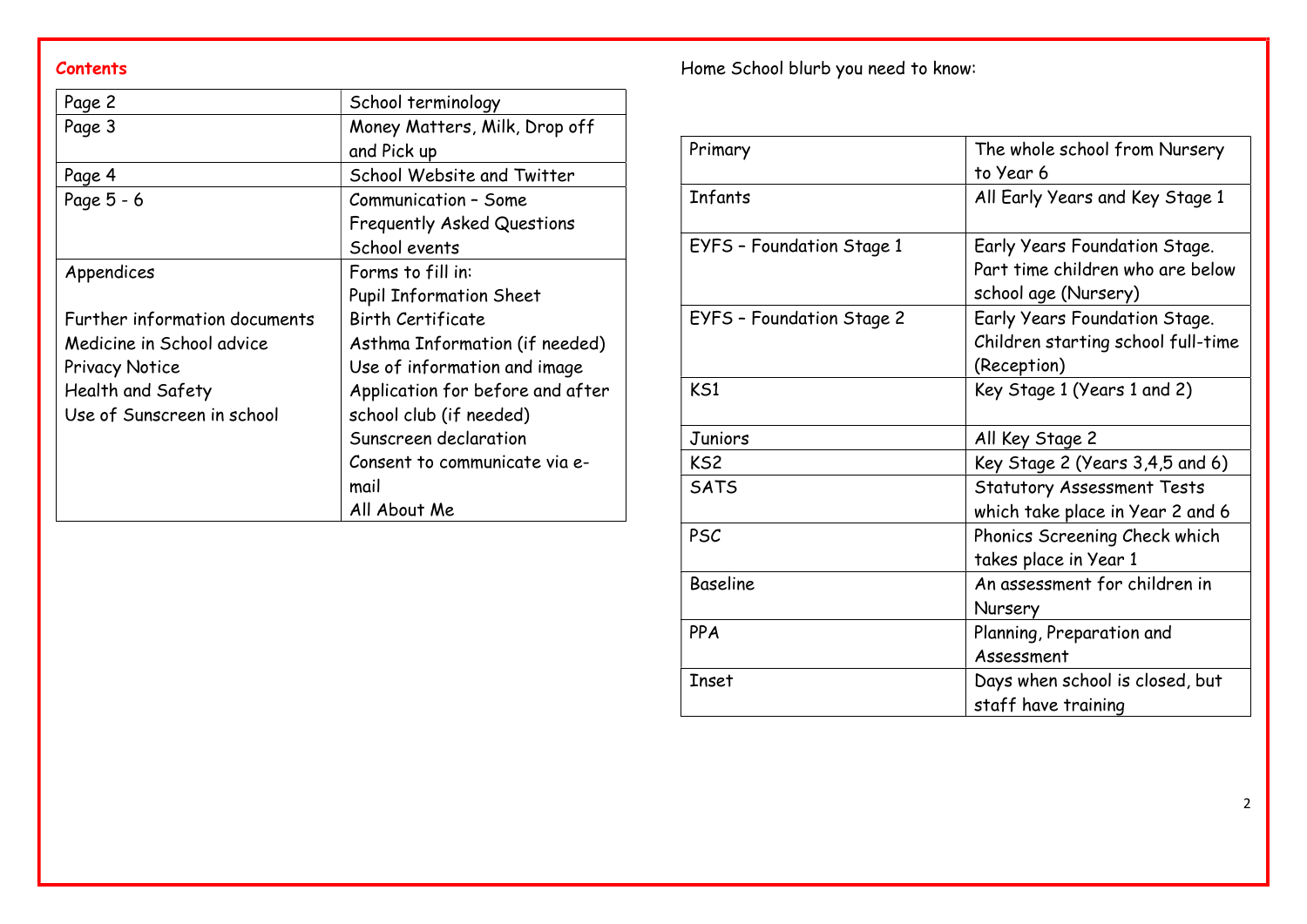## Contents

| Page 2 | School terminology |
| --- | --- |
| Page 3 | Money Matters, Milk, Drop off and Pick up |
| Page 4 | School Website and Twitter |
| Page 5 - 6 | Communication – Some Frequently Asked Questions<br>School events |
| Appendices<br><br>Further information documents<br>Medicine in School advice<br>Privacy Notice<br>Health and Safety<br>Use of Sunscreen in school | Forms to fill in:<br>Pupil Information Sheet<br>Birth Certificate<br>Asthma Information (if needed)<br>Use of information and image<br>Application for before and after school club (if needed)<br>Sunscreen declaration<br>Consent to communicate via e-mail<br>All About Me |

Home School blurb you need to know:

| Primary | The whole school from Nursery to Year 6 |
| --- | --- |
| Infants | All Early Years and Key Stage 1 |
| EYFS – Foundation Stage 1 | Early Years Foundation Stage. Part time children who are below school age (Nursery) |
| EYFS – Foundation Stage 2 | Early Years Foundation Stage. Children starting school full-time (Reception) |
| KS1 | Key Stage 1 (Years 1 and 2) |
| Juniors | All Key Stage 2 |
| KS2 | Key Stage 2 (Years 3,4,5 and 6) |
| SATS | Statutory Assessment Tests which take place in Year 2 and 6 |
| PSC | Phonics Screening Check which takes place in Year 1 |
| Baseline | An assessment for children in Nursery |
| PPA | Planning, Preparation and Assessment |
| Inset | Days when school is closed, but staff have training |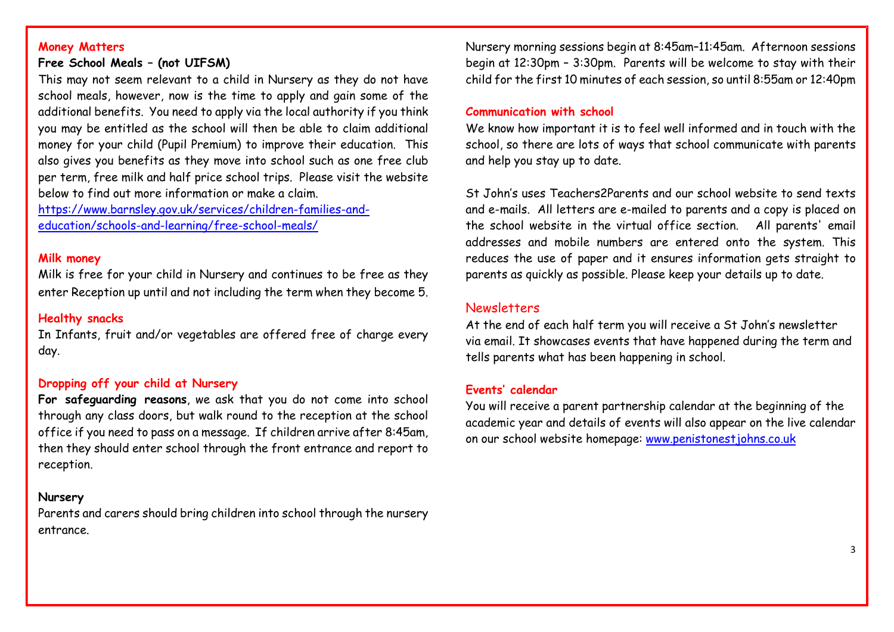## Money Matters

**Free School Meals – (not UIFSM)**

This may not seem relevant to a child in Nursery as they do not have school meals, however, now is the time to apply and gain some of the additional benefits. You need to apply via the local authority if you think you may be entitled as the school will then be able to claim additional money for your child (Pupil Premium) to improve their education. This also gives you benefits as they move into school such as one free club per term, free milk and half price school trips. Please visit the website below to find out more information or make a claim.

[https://www.barnsley.gov.uk/services/children-families-and-education/schools-and-learning/free-school-meals/](https://www.barnsley.gov.uk/services/children-families-and-education/schools-and-learning/free-school-meals/)

## Milk money

Milk is free for your child in Nursery and continues to be free as they enter Reception up until and not including the term when they become 5.

## Healthy snacks

In Infants, fruit and/or vegetables are offered free of charge every day.

## Dropping off your child at Nursery

**For safeguarding reasons**, we ask that you do not come into school through any class doors, but walk round to the reception at the school office if you need to pass on a message. If children arrive after 8:45am, then they should enter school through the front entrance and report to reception.

**Nursery**

Parents and carers should bring children into school through the nursery entrance.

Nursery morning sessions begin at 8:45am–11:45am. Afternoon sessions begin at 12:30pm – 3:30pm. Parents will be welcome to stay with their child for the first 10 minutes of each session, so until 8:55am or 12:40pm

## Communication with school

We know how important it is to feel well informed and in touch with the school, so there are lots of ways that school communicate with parents and help you stay up to date.

St John's uses Teachers2Parents and our school website to send texts and e-mails. All letters are e-mailed to parents and a copy is placed on the school website in the virtual office section. All parents' email addresses and mobile numbers are entered onto the system. This reduces the use of paper and it ensures information gets straight to parents as quickly as possible. Please keep your details up to date.

## Newsletters

At the end of each half term you will receive a St John's newsletter via email. It showcases events that have happened during the term and tells parents what has been happening in school.

## Events' calendar

You will receive a parent partnership calendar at the beginning of the academic year and details of events will also appear on the live calendar on our school website homepage: [www.penistonestjohns.co.uk](http://www.penistonestjohns.co.uk)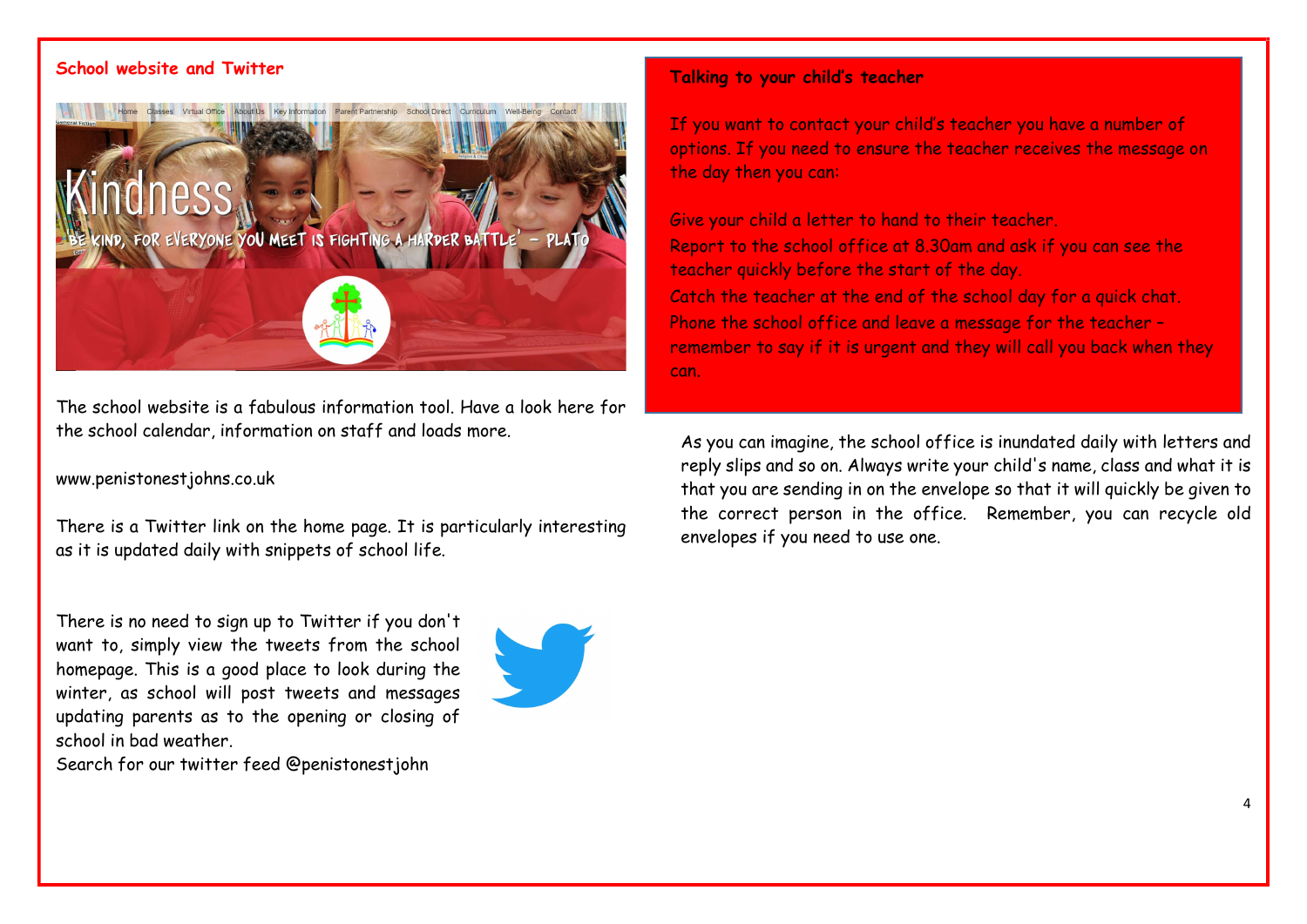## School website and Twitter

The school website is a fabulous information tool. Have a look here for the school calendar, information on staff and loads more.

www.penistonestjohns.co.uk

There is a Twitter link on the home page. It is particularly interesting as it is updated daily with snippets of school life.

There is no need to sign up to Twitter if you don't want to, simply view the tweets from the school homepage. This is a good place to look during the winter, as school will post tweets and messages updating parents as to the opening or closing of school in bad weather.
Search for our twitter feed @penistonestjohn

## Talking to your child's teacher

If you want to contact your child's teacher you have a number of options. If you need to ensure the teacher receives the message on the day then you can:

Give your child a letter to hand to their teacher.
Report to the school office at 8.30am and ask if you can see the teacher quickly before the start of the day.
Catch the teacher at the end of the school day for a quick chat.
Phone the school office and leave a message for the teacher – remember to say if it is urgent and they will call you back when they can.

As you can imagine, the school office is inundated daily with letters and reply slips and so on. Always write your child's name, class and what it is that you are sending in on the envelope so that it will quickly be given to the correct person in the office. Remember, you can recycle old envelopes if you need to use one.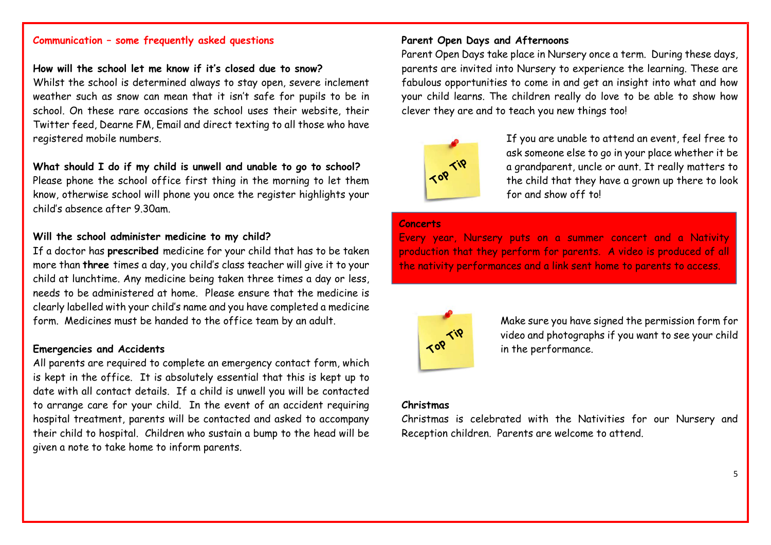## Communication – some frequently asked questions

**How will the school let me know if it's closed due to snow?**
Whilst the school is determined always to stay open, severe inclement weather such as snow can mean that it isn't safe for pupils to be in school. On these rare occasions the school uses their website, their Twitter feed, Dearne FM, Email and direct texting to all those who have registered mobile numbers.

**What should I do if my child is unwell and unable to go to school?**
Please phone the school office first thing in the morning to let them know, otherwise school will phone you once the register highlights your child's absence after 9.30am.

**Will the school administer medicine to my child?**
If a doctor has **prescribed** medicine for your child that has to be taken more than **three** times a day, you child's class teacher will give it to your child at lunchtime. Any medicine being taken three times a day or less, needs to be administered at home. Please ensure that the medicine is clearly labelled with your child's name and you have completed a medicine form. Medicines must be handed to the office team by an adult.

**Emergencies and Accidents**
All parents are required to complete an emergency contact form, which is kept in the office. It is absolutely essential that this is kept up to date with all contact details. If a child is unwell you will be contacted to arrange care for your child. In the event of an accident requiring hospital treatment, parents will be contacted and asked to accompany their child to hospital. Children who sustain a bump to the head will be given a note to take home to inform parents.

**Parent Open Days and Afternoons**
Parent Open Days take place in Nursery once a term. During these days, parents are invited into Nursery to experience the learning. These are fabulous opportunities to come in and get an insight into what and how your child learns. The children really do love to be able to show how clever they are and to teach you new things too!

Top Tip

If you are unable to attend an event, feel free to ask someone else to go in your place whether it be a grandparent, uncle or aunt. It really matters to the child that they have a grown up there to look for and show off to!

**Concerts**
Every year, Nursery puts on a summer concert and a Nativity production that they perform for parents. A video is produced of all the nativity performances and a link sent home to parents to access.

Top Tip

Make sure you have signed the permission form for video and photographs if you want to see your child in the performance.

**Christmas**
Christmas is celebrated with the Nativities for our Nursery and Reception children. Parents are welcome to attend.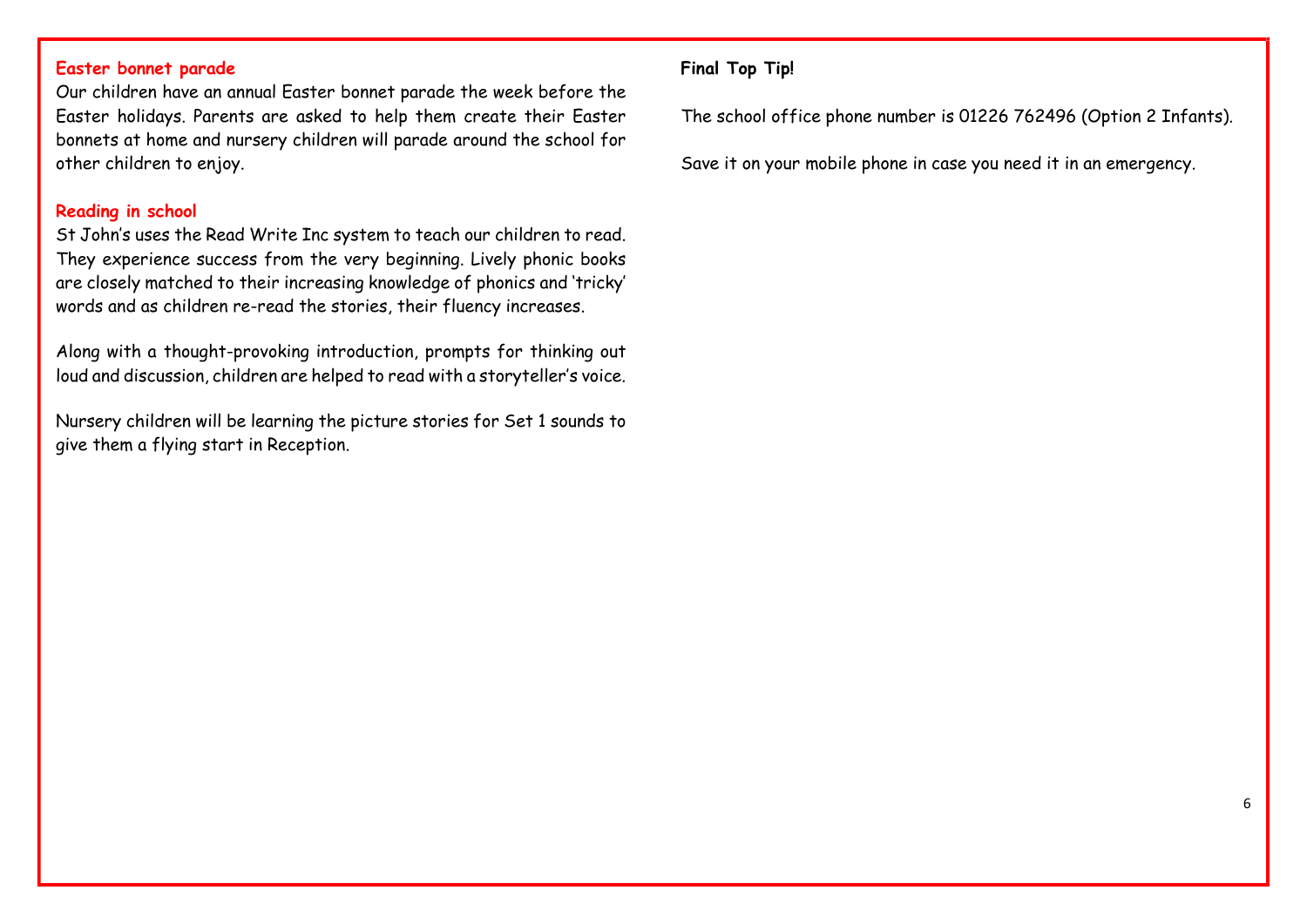## Easter bonnet parade

Our children have an annual Easter bonnet parade the week before the Easter holidays. Parents are asked to help them create their Easter bonnets at home and nursery children will parade around the school for other children to enjoy.

## Reading in school

St John's uses the Read Write Inc system to teach our children to read. They experience success from the very beginning. Lively phonic books are closely matched to their increasing knowledge of phonics and 'tricky' words and as children re-read the stories, their fluency increases.

Along with a thought-provoking introduction, prompts for thinking out loud and discussion, children are helped to read with a storyteller's voice.

Nursery children will be learning the picture stories for Set 1 sounds to give them a flying start in Reception.

## Final Top Tip!

The school office phone number is 01226 762496 (Option 2 Infants).

Save it on your mobile phone in case you need it in an emergency.